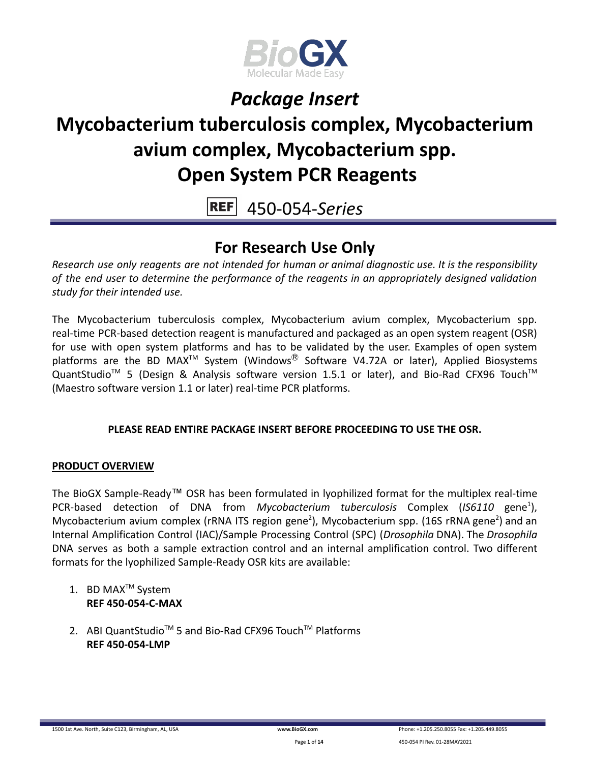# *Package Insert*

# Mycobacterium tuberculosis complex, Mycobacterium avium complex, Mycobacterium spp. Open System PCR Reagents

**REF** 450-054-*Series*

## For Research Use Only

*Research use only reagents are not intended for human or animal diagnostic use. It is the responsibility of the end user to determine the performance of the reagents in an appropriately designed validation study for their intended use.*

The Mycobacterium tuberculosis complex, Mycobacterium avium complex, Mycobacterium spp. real-time PCR-based detection reagent is manufactured and packaged as an open system reagent (OSR) for use with open system platforms and has to be validated by the user. Examples of open system platforms are the BD MAX™ System (Windows® Software V4.72A or later), Applied Biosystems QuantStudio™ 5 (Design & Analysis software version 1.5.1 or later), and Bio-Rad CFX96 Touch™ (Maestro software version 1.1 or later) real-time PCR platforms.

**PLEASE READ ENTIRE PACKAGE INSERT BEFORE PROCEEDING TO USE THE OSR.**

**PRODUCT OVERVIEW**

The BioGX Sample-Ready™ OSR has been formulated in lyophilized format for the multiplex real-time PCR-based detection of DNA from *Mycobacterium tuberculosis* Complex (*IS6110* gene[1]), Mycobacterium avium complex (rRNA ITS region gene[2]), Mycobacterium spp. (16S rRNA gene[2]) and an Internal Amplification Control (IAC)/Sample Processing Control (SPC) (*Drosophila* DNA). The *Drosophila* DNA serves as both a sample extraction control and an internal amplification control. Two different formats for the lyophilized Sample-Ready OSR kits are available:

1. BD MAX™ System
   **REF 450-054-C-MAX**

2. ABI QuantStudio™ 5 and Bio-Rad CFX96 Touch™ Platforms
   **REF 450-054-LMP**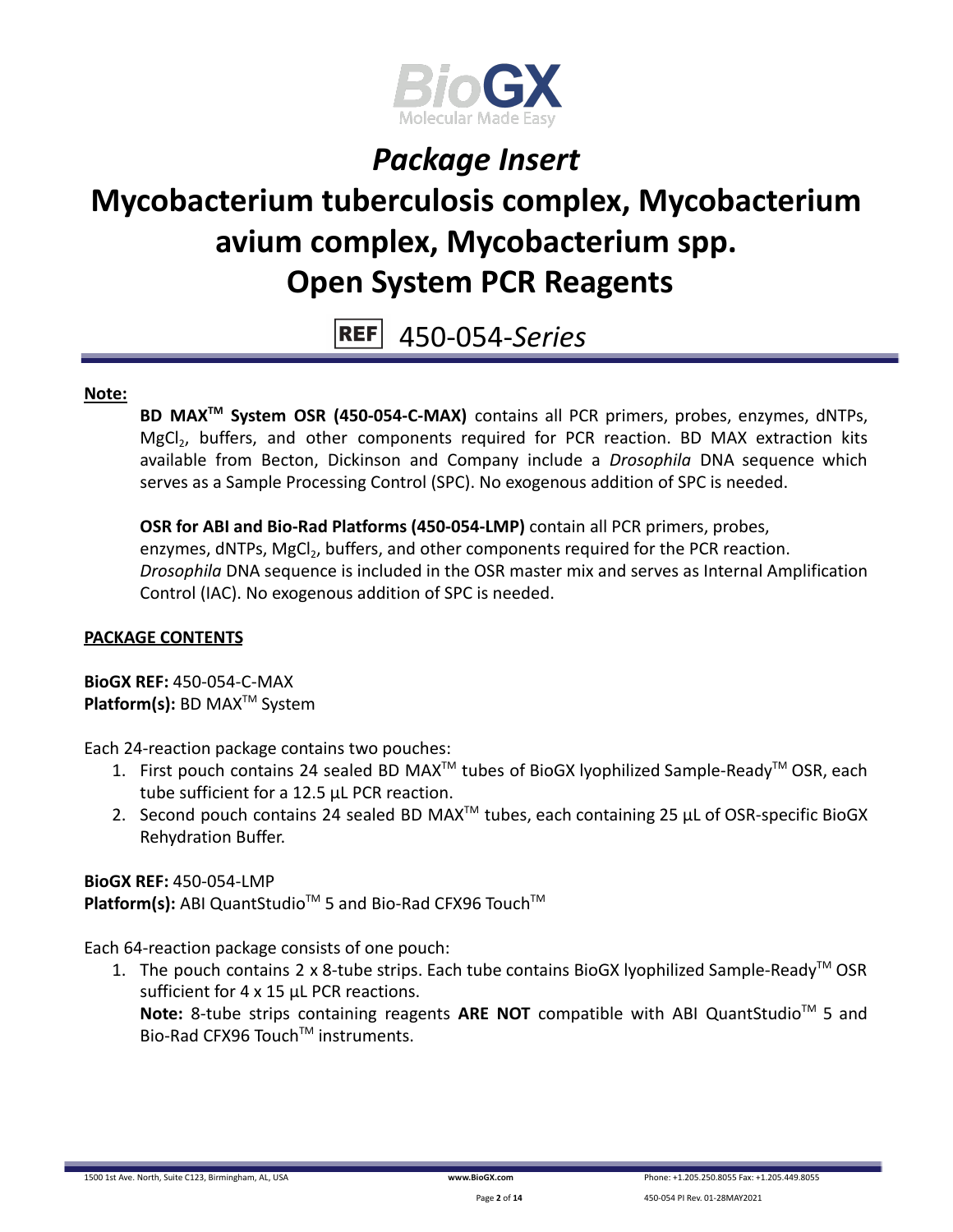# *Package Insert*

# Mycobacterium tuberculosis complex, Mycobacterium avium complex, Mycobacterium spp. Open System PCR Reagents

REF 450-054-*Series*

**Note:**

**BD MAX™ System OSR (450-054-C-MAX)** contains all PCR primers, probes, enzymes, dNTPs, $MgCl_2$, buffers, and other components required for PCR reaction. BD MAX extraction kits available from Becton, Dickinson and Company include a *Drosophila* DNA sequence which serves as a Sample Processing Control (SPC). No exogenous addition of SPC is needed.

**OSR for ABI and Bio-Rad Platforms (450-054-LMP)** contain all PCR primers, probes, enzymes, dNTPs, $MgCl_2$, buffers, and other components required for the PCR reaction. *Drosophila* DNA sequence is included in the OSR master mix and serves as Internal Amplification Control (IAC). No exogenous addition of SPC is needed.

**PACKAGE CONTENTS**

**BioGX REF:** 450-054-C-MAX
**Platform(s):** BD MAX™ System

Each 24-reaction package contains two pouches:

1. First pouch contains 24 sealed BD MAX™ tubes of BioGX lyophilized Sample-Ready™ OSR, each tube sufficient for a 12.5 µL PCR reaction.
2. Second pouch contains 24 sealed BD MAX™ tubes, each containing 25 µL of OSR-specific BioGX Rehydration Buffer.

**BioGX REF:** 450-054-LMP
**Platform(s):** ABI QuantStudio™ 5 and Bio-Rad CFX96 Touch™

Each 64-reaction package consists of one pouch:

1. The pouch contains 2 x 8-tube strips. Each tube contains BioGX lyophilized Sample-Ready™ OSR sufficient for 4 x 15 µL PCR reactions.
   **Note:** 8-tube strips containing reagents **ARE NOT** compatible with ABI QuantStudio™ 5 and Bio-Rad CFX96 Touch™ instruments.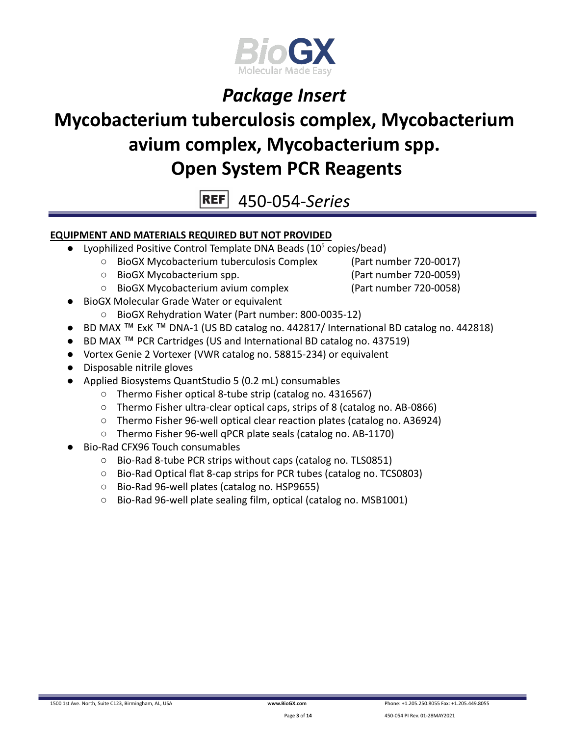Package Insert

# Mycobacterium tuberculosis complex, Mycobacterium avium complex, Mycobacterium spp. Open System PCR Reagents

REF 450-054-*Series*

## EQUIPMENT AND MATERIALS REQUIRED BUT NOT PROVIDED

- Lyophilized Positive Control Template DNA Beads ($10^5$ copies/bead)
  - BioGX Mycobacterium tuberculosis Complex (Part number 720-0017)
  - BioGX Mycobacterium spp. (Part number 720-0059)
  - BioGX Mycobacterium avium complex (Part number 720-0058)
- BioGX Molecular Grade Water or equivalent
  - BioGX Rehydration Water (Part number: 800-0035-12)
- BD MAX ™ ExK ™ DNA-1 (US BD catalog no. 442817/ International BD catalog no. 442818)
- BD MAX ™ PCR Cartridges (US and International BD catalog no. 437519)
- Vortex Genie 2 Vortexer (VWR catalog no. 58815-234) or equivalent
- Disposable nitrile gloves
- Applied Biosystems QuantStudio 5 (0.2 mL) consumables
  - Thermo Fisher optical 8-tube strip (catalog no. 4316567)
  - Thermo Fisher ultra-clear optical caps, strips of 8 (catalog no. AB-0866)
  - Thermo Fisher 96-well optical clear reaction plates (catalog no. A36924)
  - Thermo Fisher 96-well qPCR plate seals (catalog no. AB-1170)
- Bio-Rad CFX96 Touch consumables
  - Bio-Rad 8-tube PCR strips without caps (catalog no. TLS0851)
  - Bio-Rad Optical flat 8-cap strips for PCR tubes (catalog no. TCS0803)
  - Bio-Rad 96-well plates (catalog no. HSP9655)
  - Bio-Rad 96-well plate sealing film, optical (catalog no. MSB1001)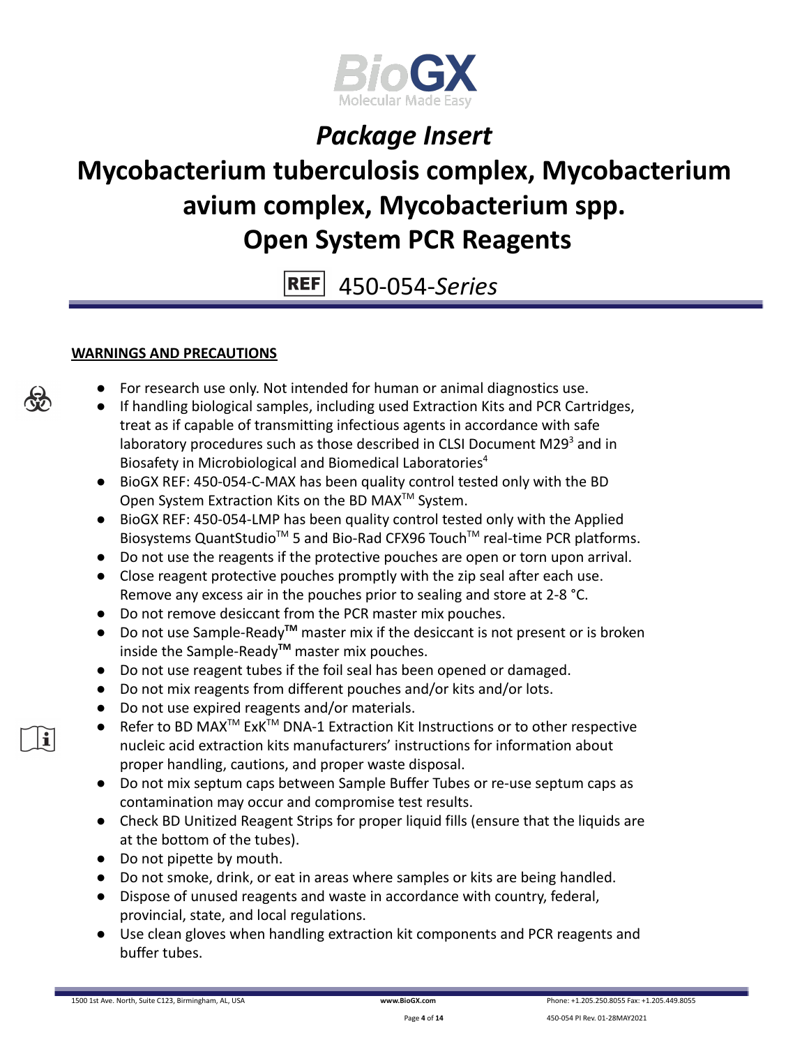# Package Insert

# Mycobacterium tuberculosis complex, Mycobacterium avium complex, Mycobacterium spp. Open System PCR Reagents

REF 450-054-*Series*

**WARNINGS AND PRECAUTIONS**

- For research use only. Not intended for human or animal diagnostics use.
- If handling biological samples, including used Extraction Kits and PCR Cartridges, treat as if capable of transmitting infectious agents in accordance with safe laboratory procedures such as those described in CLSI Document M29[3] and in Biosafety in Microbiological and Biomedical Laboratories[4]
- BioGX REF: 450-054-C-MAX has been quality control tested only with the BD Open System Extraction Kits on the BD MAX™ System.
- BioGX REF: 450-054-LMP has been quality control tested only with the Applied Biosystems QuantStudio™ 5 and Bio-Rad CFX96 Touch™ real-time PCR platforms.
- Do not use the reagents if the protective pouches are open or torn upon arrival.
- Close reagent protective pouches promptly with the zip seal after each use. Remove any excess air in the pouches prior to sealing and store at 2-8 °C.
- Do not remove desiccant from the PCR master mix pouches.
- Do not use Sample-Ready™ master mix if the desiccant is not present or is broken inside the Sample-Ready™ master mix pouches.
- Do not use reagent tubes if the foil seal has been opened or damaged.
- Do not mix reagents from different pouches and/or kits and/or lots.
- Do not use expired reagents and/or materials.
- Refer to BD MAX™ ExK™ DNA-1 Extraction Kit Instructions or to other respective nucleic acid extraction kits manufacturers' instructions for information about proper handling, cautions, and proper waste disposal.
- Do not mix septum caps between Sample Buffer Tubes or re-use septum caps as contamination may occur and compromise test results.
- Check BD Unitized Reagent Strips for proper liquid fills (ensure that the liquids are at the bottom of the tubes).
- Do not pipette by mouth.
- Do not smoke, drink, or eat in areas where samples or kits are being handled.
- Dispose of unused reagents and waste in accordance with country, federal, provincial, state, and local regulations.
- Use clean gloves when handling extraction kit components and PCR reagents and buffer tubes.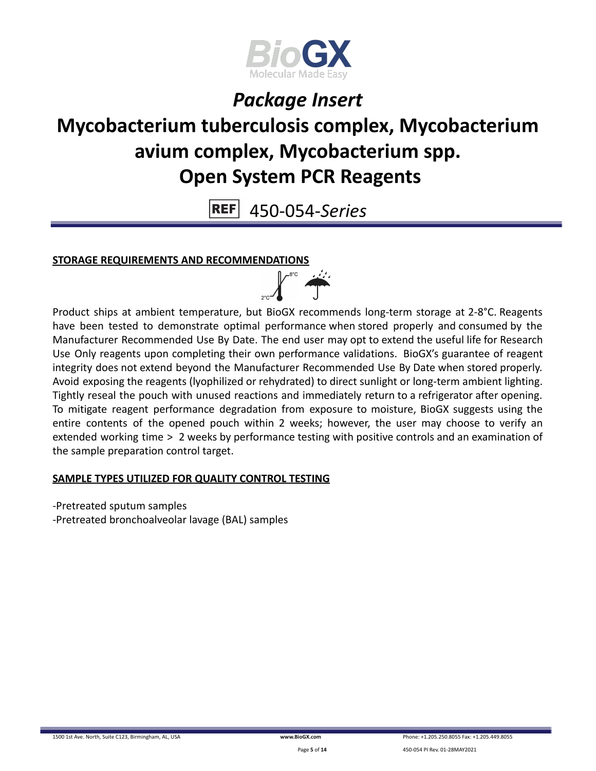# Package Insert

# Mycobacterium tuberculosis complex, Mycobacterium avium complex, Mycobacterium spp. Open System PCR Reagents

REF 450-054-*Series*

## STORAGE REQUIREMENTS AND RECOMMENDATIONS

Product ships at ambient temperature, but BioGX recommends long-term storage at 2-8°C. Reagents have been tested to demonstrate optimal performance when stored properly and consumed by the Manufacturer Recommended Use By Date. The end user may opt to extend the useful life for Research Use Only reagents upon completing their own performance validations. BioGX's guarantee of reagent integrity does not extend beyond the Manufacturer Recommended Use By Date when stored properly. Avoid exposing the reagents (lyophilized or rehydrated) to direct sunlight or long-term ambient lighting. Tightly reseal the pouch with unused reactions and immediately return to a refrigerator after opening. To mitigate reagent performance degradation from exposure to moisture, BioGX suggests using the entire contents of the opened pouch within 2 weeks; however, the user may choose to verify an extended working time > 2 weeks by performance testing with positive controls and an examination of the sample preparation control target.

## SAMPLE TYPES UTILIZED FOR QUALITY CONTROL TESTING

-Pretreated sputum samples
-Pretreated bronchoalveolar lavage (BAL) samples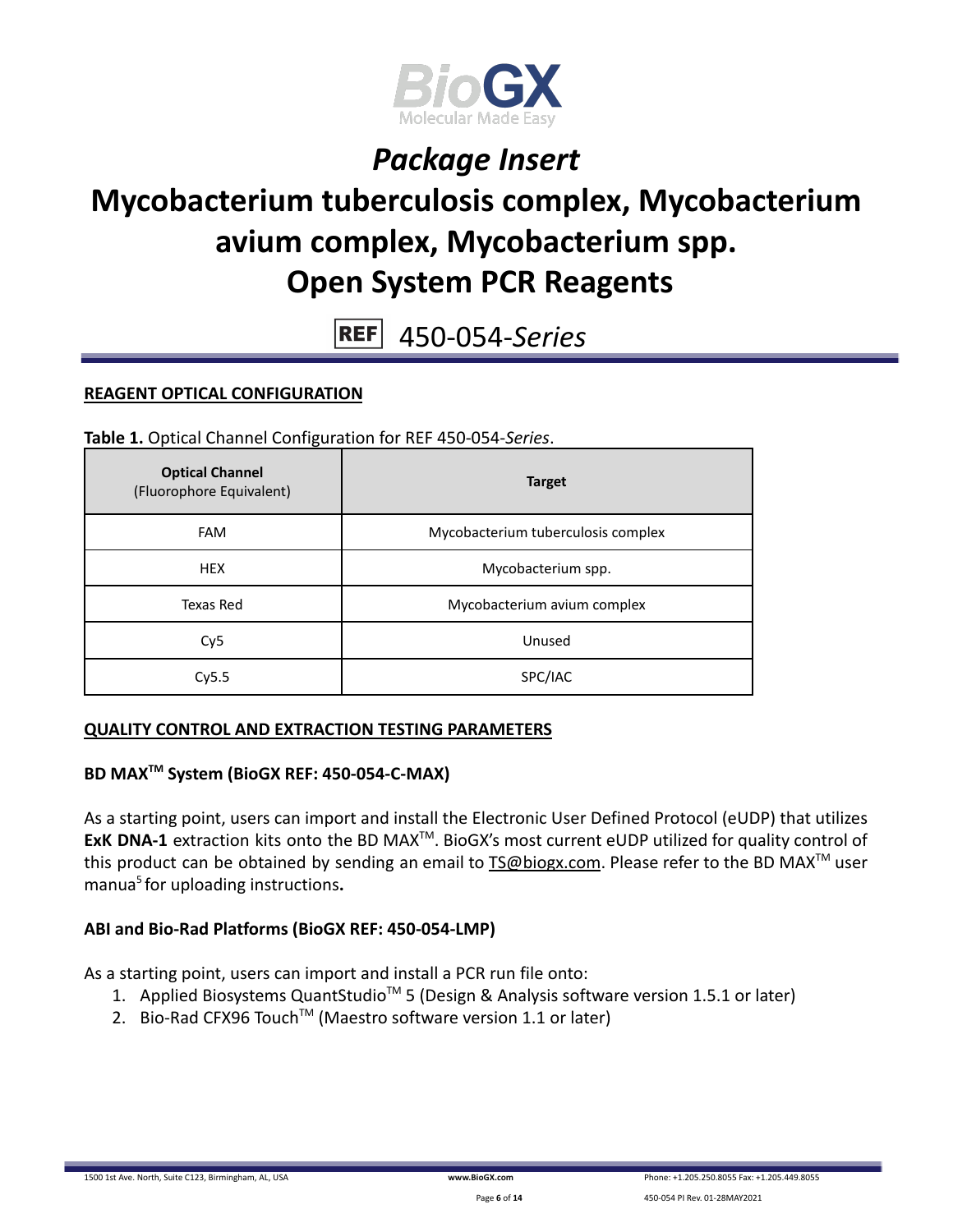# Package Insert

# Mycobacterium tuberculosis complex, Mycobacterium avium complex, Mycobacterium spp. Open System PCR Reagents

REF 450-054-*Series*

## REAGENT OPTICAL CONFIGURATION

**Table 1.** Optical Channel Configuration for REF 450-054-*Series*.

| **Optical Channel** (Fluorophore Equivalent) | **Target** |
|---|---|
| FAM | Mycobacterium tuberculosis complex |
| HEX | Mycobacterium spp. |
| Texas Red | Mycobacterium avium complex |
| Cy5 | Unused |
| Cy5.5 | SPC/IAC |

## QUALITY CONTROL AND EXTRACTION TESTING PARAMETERS

### BD MAX™ System (BioGX REF: 450-054-C-MAX)

As a starting point, users can import and install the Electronic User Defined Protocol (eUDP) that utilizes **ExK DNA-1** extraction kits onto the BD MAX™. BioGX's most current eUDP utilized for quality control of this product can be obtained by sending an email to TS@biogx.com. Please refer to the BD MAX™ user manua[5] for uploading instructions**.**

### ABI and Bio-Rad Platforms (BioGX REF: 450-054-LMP)

As a starting point, users can import and install a PCR run file onto:

1. Applied Biosystems QuantStudio™ 5 (Design & Analysis software version 1.5.1 or later)
2. Bio-Rad CFX96 Touch™ (Maestro software version 1.1 or later)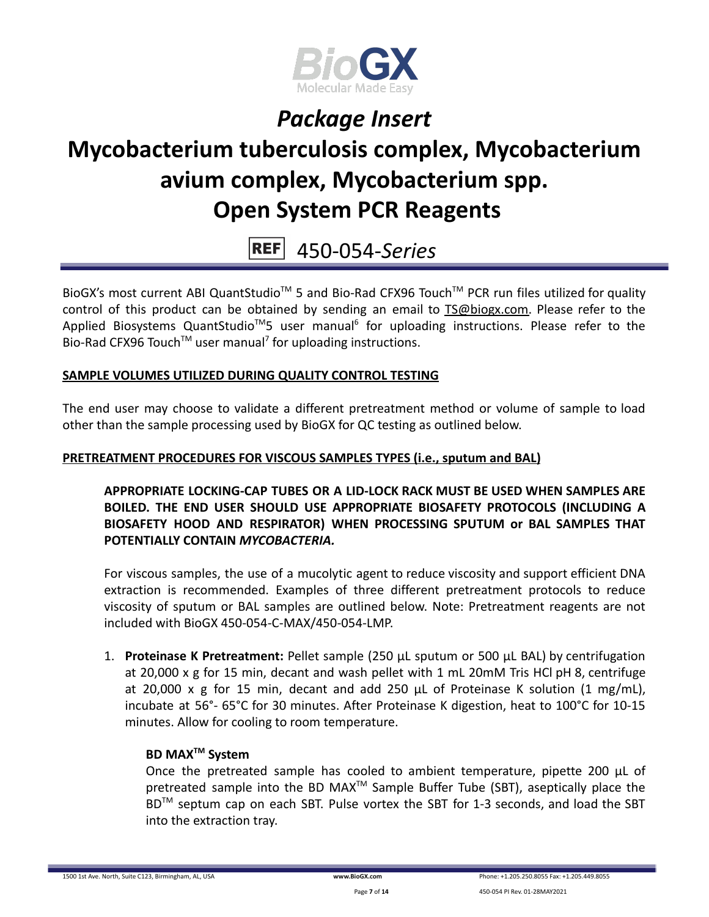# *Package Insert*

# Mycobacterium tuberculosis complex, Mycobacterium avium complex, Mycobacterium spp. Open System PCR Reagents

REF 450-054-*Series*

BioGX's most current ABI QuantStudio™ 5 and Bio-Rad CFX96 Touch™ PCR run files utilized for quality control of this product can be obtained by sending an email to TS@biogx.com. Please refer to the Applied Biosystems QuantStudio™5 user manual[6] for uploading instructions. Please refer to the Bio-Rad CFX96 Touch™ user manual[7] for uploading instructions.

**SAMPLE VOLUMES UTILIZED DURING QUALITY CONTROL TESTING**

The end user may choose to validate a different pretreatment method or volume of sample to load other than the sample processing used by BioGX for QC testing as outlined below.

**PRETREATMENT PROCEDURES FOR VISCOUS SAMPLES TYPES (i.e., sputum and BAL)**

**APPROPRIATE LOCKING-CAP TUBES OR A LID-LOCK RACK MUST BE USED WHEN SAMPLES ARE BOILED. THE END USER SHOULD USE APPROPRIATE BIOSAFETY PROTOCOLS (INCLUDING A BIOSAFETY HOOD AND RESPIRATOR) WHEN PROCESSING SPUTUM or BAL SAMPLES THAT POTENTIALLY CONTAIN *MYCOBACTERIA.***

For viscous samples, the use of a mucolytic agent to reduce viscosity and support efficient DNA extraction is recommended. Examples of three different pretreatment protocols to reduce viscosity of sputum or BAL samples are outlined below. Note: Pretreatment reagents are not included with BioGX 450-054-C-MAX/450-054-LMP.

1. **Proteinase K Pretreatment:** Pellet sample (250 µL sputum or 500 µL BAL) by centrifugation at 20,000 x g for 15 min, decant and wash pellet with 1 mL 20mM Tris HCl pH 8, centrifuge at 20,000 x g for 15 min, decant and add 250 µL of Proteinase K solution (1 mg/mL), incubate at 56°- 65°C for 30 minutes. After Proteinase K digestion, heat to 100°C for 10-15 minutes. Allow for cooling to room temperature.

   **BD MAX™ System**
   
   Once the pretreated sample has cooled to ambient temperature, pipette 200 µL of pretreated sample into the BD MAX™ Sample Buffer Tube (SBT), aseptically place the BD™ septum cap on each SBT. Pulse vortex the SBT for 1-3 seconds, and load the SBT into the extraction tray.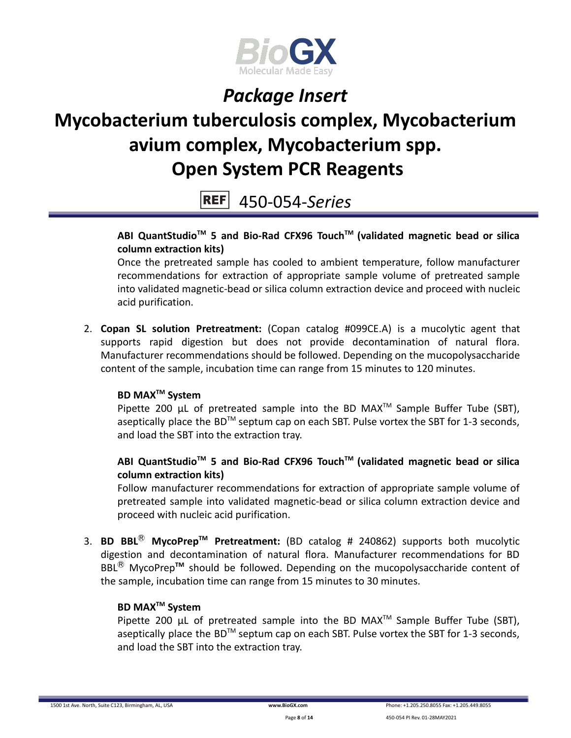**ABI QuantStudio™ 5 and Bio-Rad CFX96 Touch™ (validated magnetic bead or silica column extraction kits)**

Once the pretreated sample has cooled to ambient temperature, follow manufacturer recommendations for extraction of appropriate sample volume of pretreated sample into validated magnetic-bead or silica column extraction device and proceed with nucleic acid purification.

2. **Copan SL solution Pretreatment:** (Copan catalog #099CE.A) is a mucolytic agent that supports rapid digestion but does not provide decontamination of natural flora. Manufacturer recommendations should be followed. Depending on the mucopolysaccharide content of the sample, incubation time can range from 15 minutes to 120 minutes.

   **BD MAX™ System**

   Pipette 200 µL of pretreated sample into the BD MAX™ Sample Buffer Tube (SBT), aseptically place the BD™ septum cap on each SBT. Pulse vortex the SBT for 1-3 seconds, and load the SBT into the extraction tray.

   **ABI QuantStudio™ 5 and Bio-Rad CFX96 Touch™ (validated magnetic bead or silica column extraction kits)**

   Follow manufacturer recommendations for extraction of appropriate sample volume of pretreated sample into validated magnetic-bead or silica column extraction device and proceed with nucleic acid purification.

3. **BD BBL® MycoPrep™ Pretreatment:** (BD catalog # 240862) supports both mucolytic digestion and decontamination of natural flora. Manufacturer recommendations for BD BBL® MycoPrep**™** should be followed. Depending on the mucopolysaccharide content of the sample, incubation time can range from 15 minutes to 30 minutes.

   **BD MAX™ System**

   Pipette 200 µL of pretreated sample into the BD MAX™ Sample Buffer Tube (SBT), aseptically place the BD™ septum cap on each SBT. Pulse vortex the SBT for 1-3 seconds, and load the SBT into the extraction tray.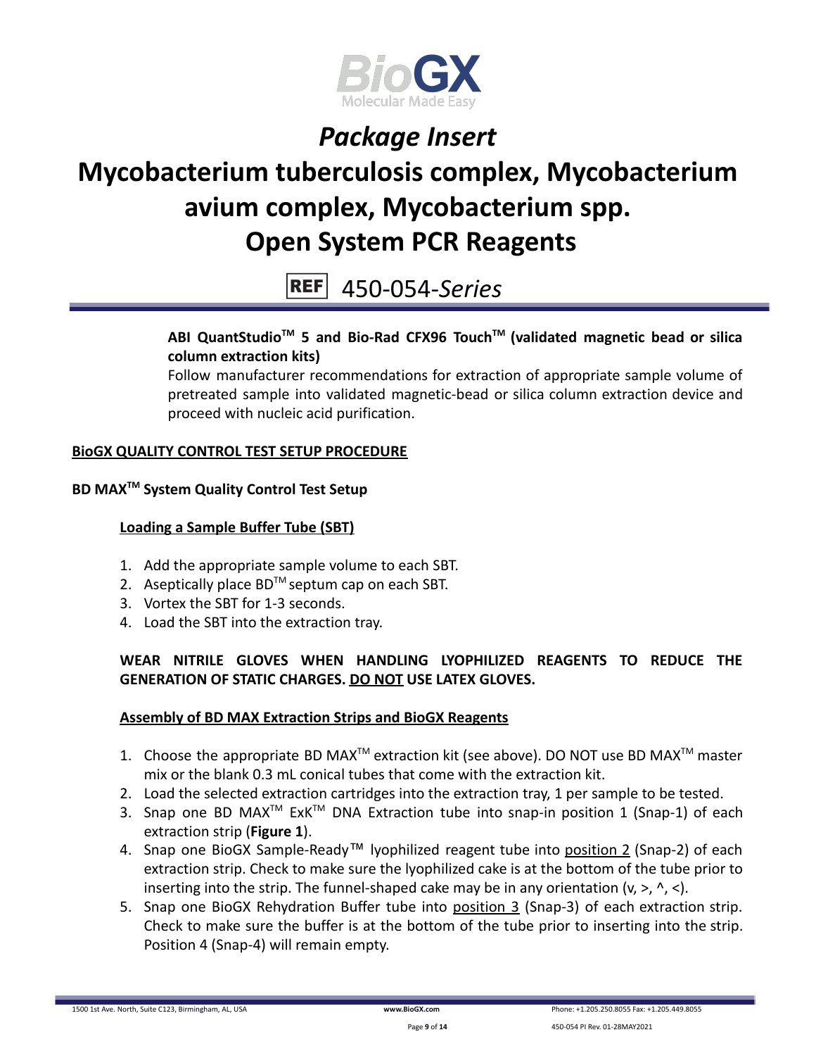**ABI QuantStudio™ 5 and Bio-Rad CFX96 Touch™ (validated magnetic bead or silica column extraction kits)**

Follow manufacturer recommendations for extraction of appropriate sample volume of pretreated sample into validated magnetic-bead or silica column extraction device and proceed with nucleic acid purification.

## BioGX QUALITY CONTROL TEST SETUP PROCEDURE

### BD MAX™ System Quality Control Test Setup

#### Loading a Sample Buffer Tube (SBT)

1. Add the appropriate sample volume to each SBT.
2. Aseptically place BD™ septum cap on each SBT.
3. Vortex the SBT for 1-3 seconds.
4. Load the SBT into the extraction tray.

**WEAR NITRILE GLOVES WHEN HANDLING LYOPHILIZED REAGENTS TO REDUCE THE GENERATION OF STATIC CHARGES. DO NOT USE LATEX GLOVES.**

#### Assembly of BD MAX Extraction Strips and BioGX Reagents

1. Choose the appropriate BD MAX™ extraction kit (see above). DO NOT use BD MAX™ master mix or the blank 0.3 mL conical tubes that come with the extraction kit.
2. Load the selected extraction cartridges into the extraction tray, 1 per sample to be tested.
3. Snap one BD MAX™ ExK™ DNA Extraction tube into snap-in position 1 (Snap-1) of each extraction strip (**Figure 1**).
4. Snap one BioGX Sample-Ready™ lyophilized reagent tube into position 2 (Snap-2) of each extraction strip. Check to make sure the lyophilized cake is at the bottom of the tube prior to inserting into the strip. The funnel-shaped cake may be in any orientation (v, >, ^, <).
5. Snap one BioGX Rehydration Buffer tube into position 3 (Snap-3) of each extraction strip. Check to make sure the buffer is at the bottom of the tube prior to inserting into the strip. Position 4 (Snap-4) will remain empty.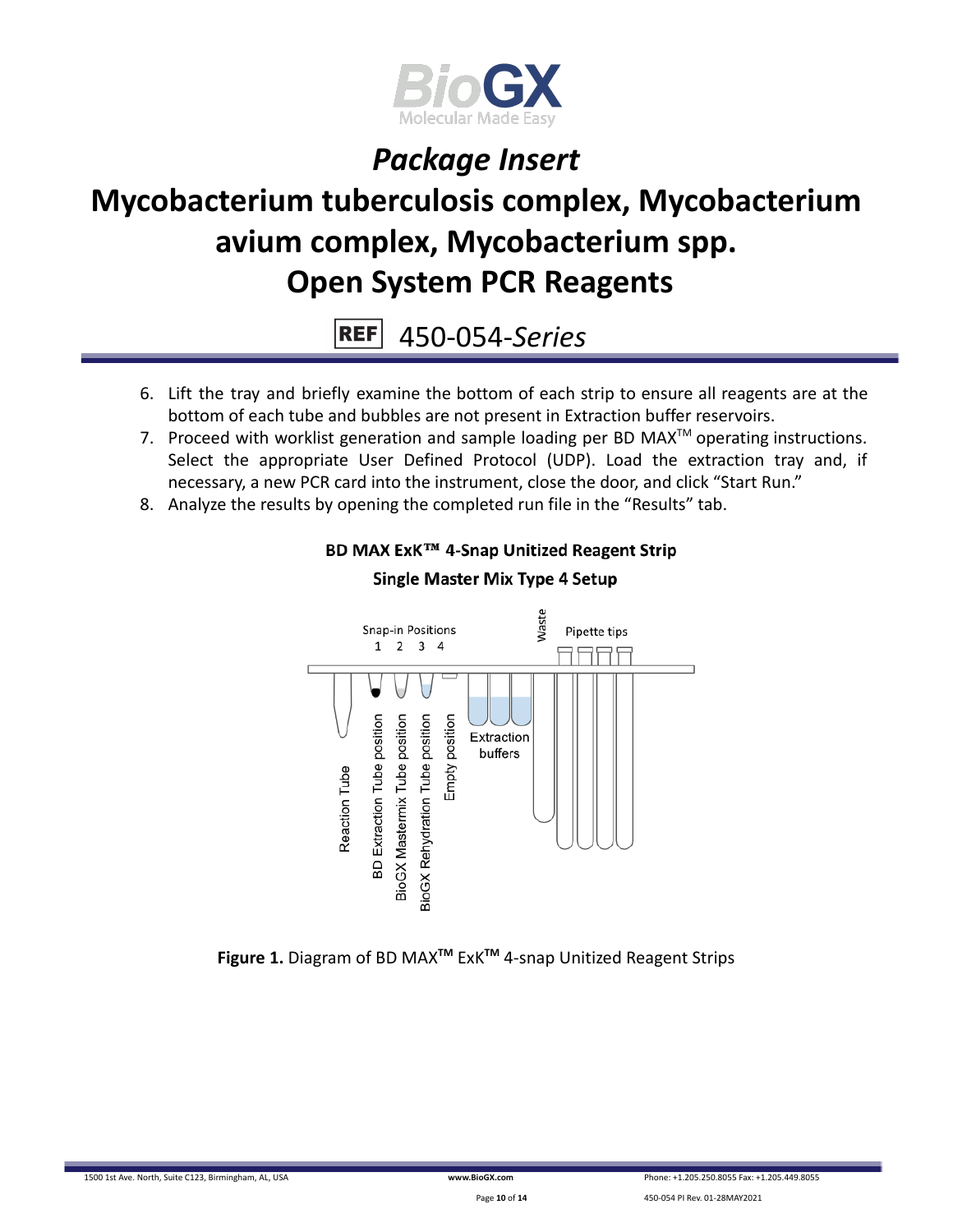6. Lift the tray and briefly examine the bottom of each strip to ensure all reagents are at the bottom of each tube and bubbles are not present in Extraction buffer reservoirs.
7. Proceed with worklist generation and sample loading per BD MAX™ operating instructions. Select the appropriate User Defined Protocol (UDP). Load the extraction tray and, if necessary, a new PCR card into the instrument, close the door, and click "Start Run."
8. Analyze the results by opening the completed run file in the "Results" tab.

**BD MAX ExK™ 4-Snap Unitized Reagent Strip**

**Single Master Mix Type 4 Setup**

Snap-in Positions 1 2 3 4

Waste

Pipette tips

Reaction Tube

BD Extraction Tube position

BioGX Mastermix Tube position

BioGX Rehydration Tube position

Empty position

Extraction buffers

**Figure 1.** Diagram of BD MAX™ ExK™ 4-snap Unitized Reagent Strips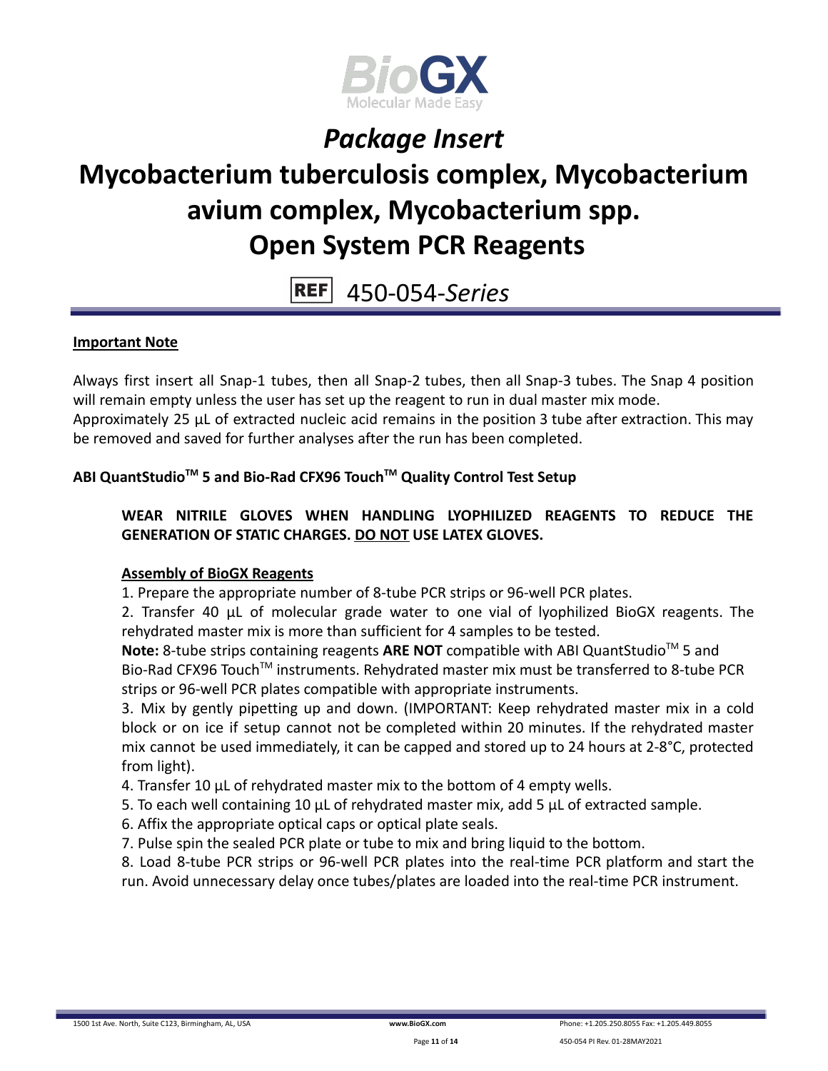# *Package Insert*

# Mycobacterium tuberculosis complex, Mycobacterium avium complex, Mycobacterium spp. Open System PCR Reagents

**REF** 450-054-*Series*

**Important Note**

Always first insert all Snap-1 tubes, then all Snap-2 tubes, then all Snap-3 tubes. The Snap 4 position will remain empty unless the user has set up the reagent to run in dual master mix mode.
Approximately 25 µL of extracted nucleic acid remains in the position 3 tube after extraction. This may be removed and saved for further analyses after the run has been completed.

**ABI QuantStudio™ 5 and Bio-Rad CFX96 Touch™ Quality Control Test Setup**

**WEAR NITRILE GLOVES WHEN HANDLING LYOPHILIZED REAGENTS TO REDUCE THE GENERATION OF STATIC CHARGES. DO NOT USE LATEX GLOVES.**

**Assembly of BioGX Reagents**

1. Prepare the appropriate number of 8-tube PCR strips or 96-well PCR plates.
2. Transfer 40 µL of molecular grade water to one vial of lyophilized BioGX reagents. The rehydrated master mix is more than sufficient for 4 samples to be tested.
**Note:** 8-tube strips containing reagents **ARE NOT** compatible with ABI QuantStudio™ 5 and Bio-Rad CFX96 Touch™ instruments. Rehydrated master mix must be transferred to 8-tube PCR strips or 96-well PCR plates compatible with appropriate instruments.
3. Mix by gently pipetting up and down. (IMPORTANT: Keep rehydrated master mix in a cold block or on ice if setup cannot not be completed within 20 minutes. If the rehydrated master mix cannot be used immediately, it can be capped and stored up to 24 hours at 2-8°C, protected from light).
4. Transfer 10 µL of rehydrated master mix to the bottom of 4 empty wells.
5. To each well containing 10 µL of rehydrated master mix, add 5 µL of extracted sample.
6. Affix the appropriate optical caps or optical plate seals.
7. Pulse spin the sealed PCR plate or tube to mix and bring liquid to the bottom.
8. Load 8-tube PCR strips or 96-well PCR plates into the real-time PCR platform and start the run. Avoid unnecessary delay once tubes/plates are loaded into the real-time PCR instrument.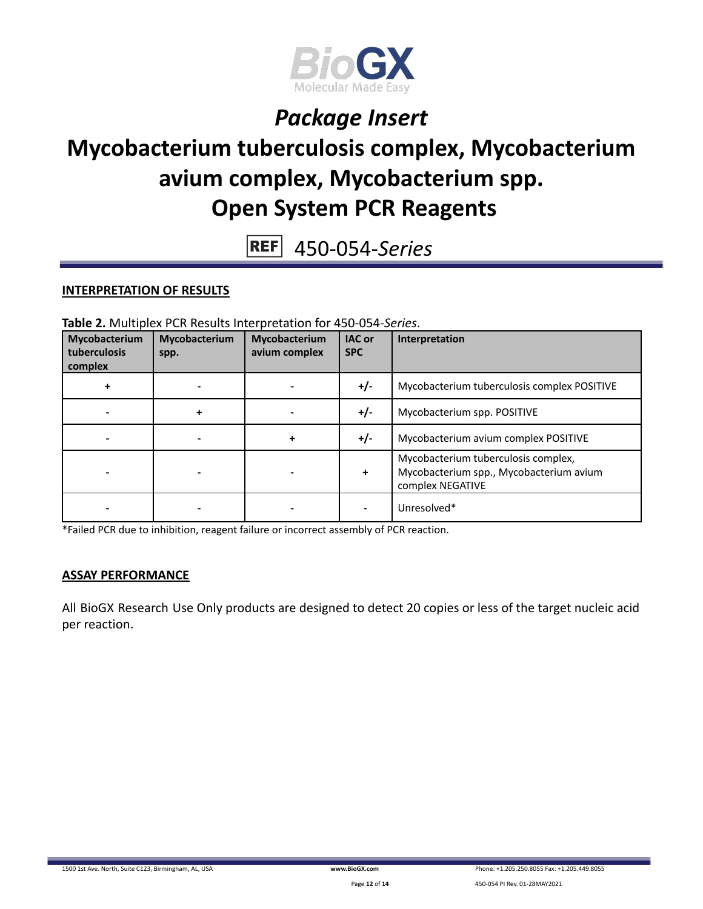## INTERPRETATION OF RESULTS

**Table 2.** Multiplex PCR Results Interpretation for 450-054-*Series*.

| Mycobacterium tuberculosis complex | Mycobacterium spp. | Mycobacterium avium complex | IAC or SPC | Interpretation |
|---|---|---|---|---|
| + | - | - | +/- | Mycobacterium tuberculosis complex POSITIVE |
| - | + | - | +/- | Mycobacterium spp. POSITIVE |
| - | - | + | +/- | Mycobacterium avium complex POSITIVE |
| - | - | - | + | Mycobacterium tuberculosis complex, Mycobacterium spp., Mycobacterium avium complex NEGATIVE |
| - | - | - | - | Unresolved* |

*Failed PCR due to inhibition, reagent failure or incorrect assembly of PCR reaction.

## ASSAY PERFORMANCE

All BioGX Research Use Only products are designed to detect 20 copies or less of the target nucleic acid per reaction.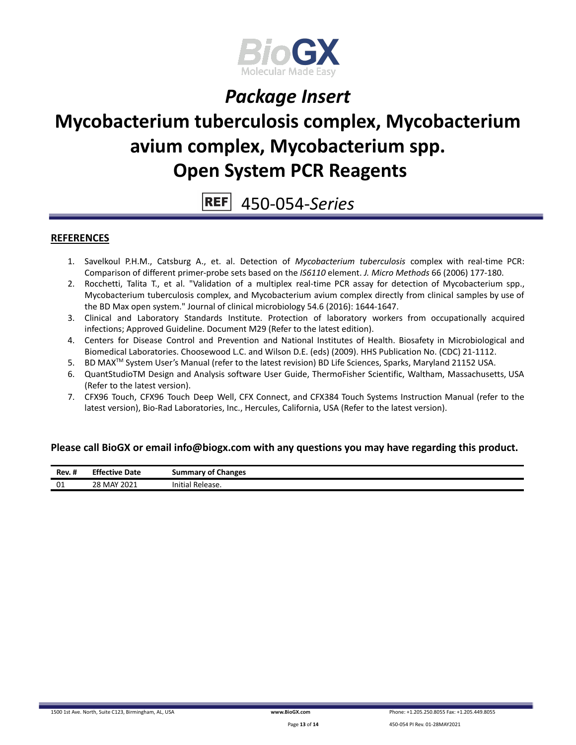# Package Insert

# Mycobacterium tuberculosis complex, Mycobacterium avium complex, Mycobacterium spp. Open System PCR Reagents

**REF** 450-054-*Series*

## REFERENCES

1. Savelkoul P.H.M., Catsburg A., et. al. Detection of *Mycobacterium tuberculosis* complex with real-time PCR: Comparison of different primer-probe sets based on the *IS6110* element. *J. Micro Methods* 66 (2006) 177-180.
2. Rocchetti, Talita T., et al. "Validation of a multiplex real-time PCR assay for detection of Mycobacterium spp., Mycobacterium tuberculosis complex, and Mycobacterium avium complex directly from clinical samples by use of the BD Max open system." Journal of clinical microbiology 54.6 (2016): 1644-1647.
3. Clinical and Laboratory Standards Institute. Protection of laboratory workers from occupationally acquired infections; Approved Guideline. Document M29 (Refer to the latest edition).
4. Centers for Disease Control and Prevention and National Institutes of Health. Biosafety in Microbiological and Biomedical Laboratories. Choosewood L.C. and Wilson D.E. (eds) (2009). HHS Publication No. (CDC) 21-1112.
5. BD MAX™ System User's Manual (refer to the latest revision) BD Life Sciences, Sparks, Maryland 21152 USA.
6. QuantStudioTM Design and Analysis software User Guide, ThermoFisher Scientific, Waltham, Massachusetts, USA (Refer to the latest version).
7. CFX96 Touch, CFX96 Touch Deep Well, CFX Connect, and CFX384 Touch Systems Instruction Manual (refer to the latest version), Bio-Rad Laboratories, Inc., Hercules, California, USA (Refer to the latest version).

**Please call BioGX or email info@biogx.com with any questions you may have regarding this product.**

| Rev. # | Effective Date | Summary of Changes |
| --- | --- | --- |
| 01 | 28 MAY 2021 | Initial Release. |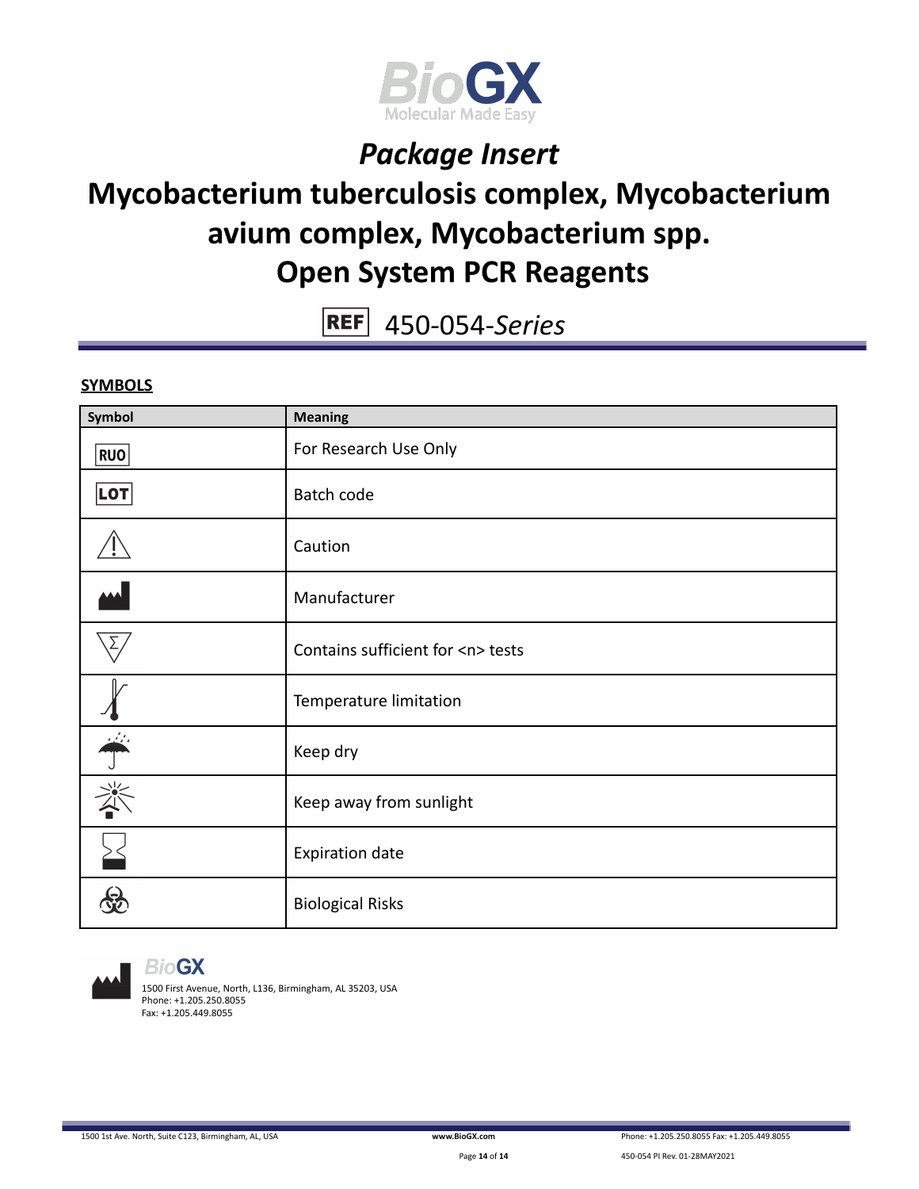BioGX
Molecular Made Easy

# *Package Insert*

# Mycobacterium tuberculosis complex, Mycobacterium avium complex, Mycobacterium spp. Open System PCR Reagents

REF 450-054-*Series*

## SYMBOLS

| Symbol | Meaning |
| --- | --- |
| RUO | For Research Use Only |
| LOT | Batch code |
| | Caution |
| | Manufacturer |
| | Contains sufficient for <n> tests |
| | Temperature limitation |
| | Keep dry |
| | Keep away from sunlight |
| | Expiration date |
| | Biological Risks |

BioGX
1500 First Avenue, North, L136, Birmingham, AL 35203, USA
Phone: +1.205.250.8055
Fax: +1.205.449.8055